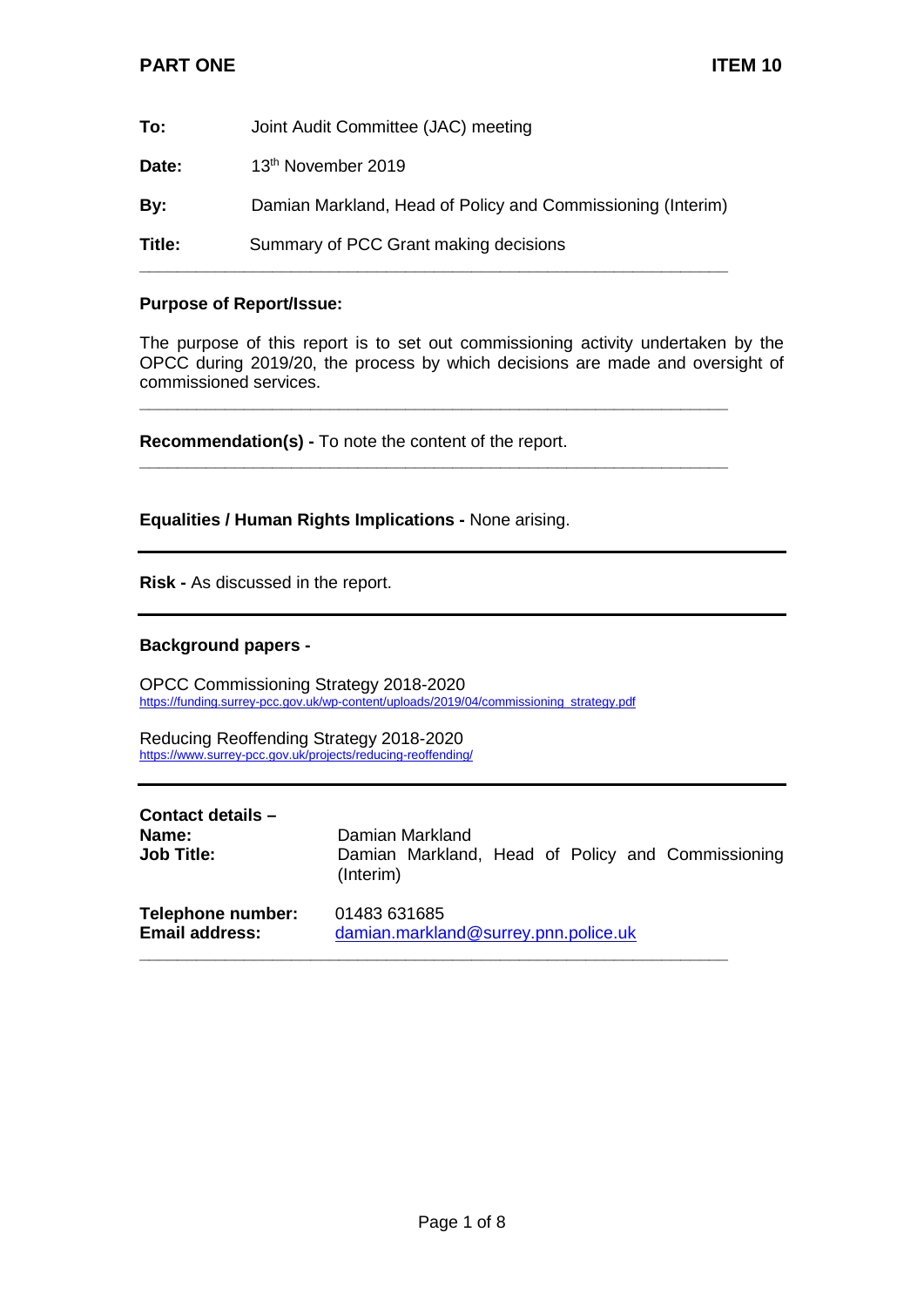**PART ONE** **ITEM 10**

**To:** Joint Audit Committee (JAC) meeting

**Date:** 13th November 2019

**By:** Damian Markland, Head of Policy and Commissioning (Interim)

**Title:** Summary of PCC Grant making decisions

---

**Purpose of Report/Issue:**

The purpose of this report is to set out commissioning activity undertaken by the OPCC during 2019/20, the process by which decisions are made and oversight of commissioned services.

---

**Recommendation(s) -** To note the content of the report.

---

**Equalities / Human Rights Implications -** None arising.

---

**Risk -** As discussed in the report.

---

**Background papers -**

OPCC Commissioning Strategy 2018-2020
https://funding.surrey-pcc.gov.uk/wp-content/uploads/2019/04/commissioning_strategy.pdf

Reducing Reoffending Strategy 2018-2020
https://www.surrey-pcc.gov.uk/projects/reducing-reoffending/

---

**Contact details –**

**Name:** Damian Markland

**Job Title:** Damian Markland, Head of Policy and Commissioning (Interim)

**Telephone number:** 01483 631685

**Email address:** damian.markland@surrey.pnn.police.uk

---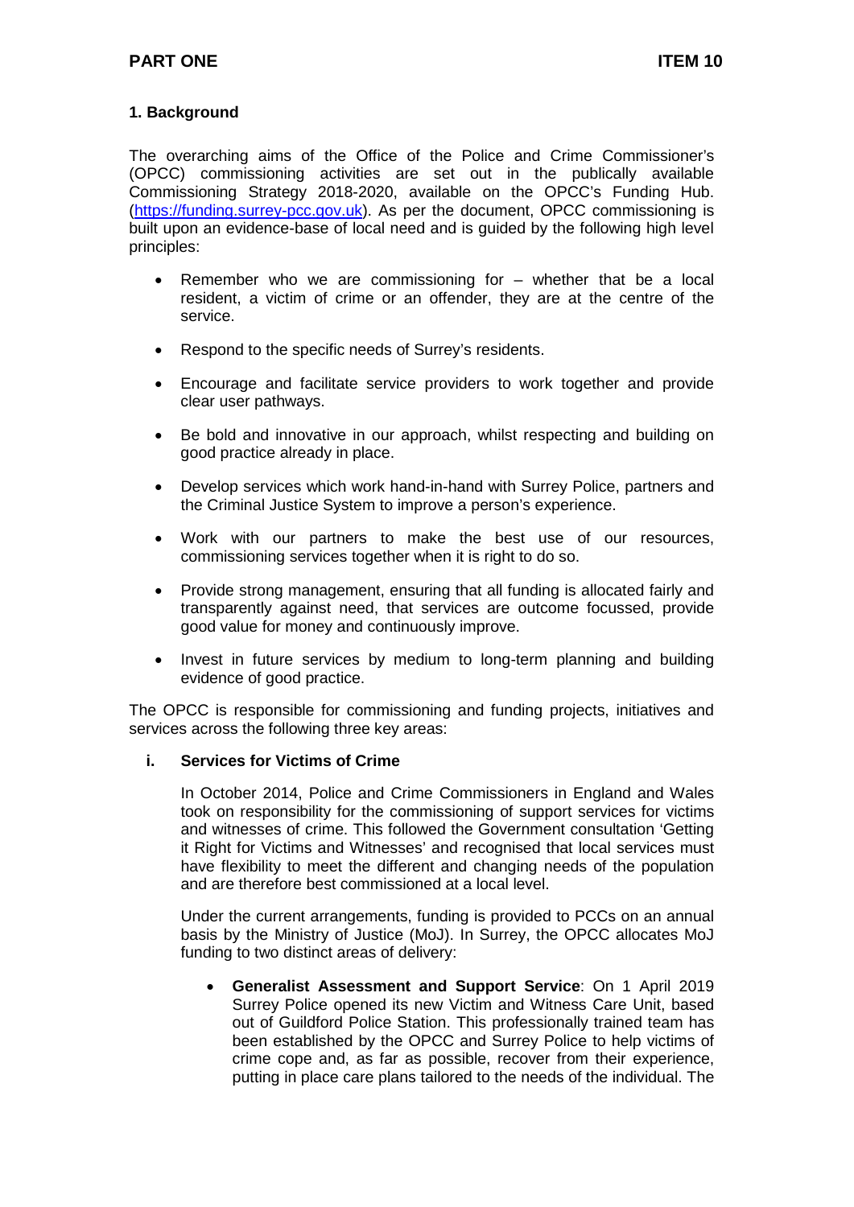**PART ONE** **ITEM 10**

## 1. Background

The overarching aims of the Office of the Police and Crime Commissioner's (OPCC) commissioning activities are set out in the publically available Commissioning Strategy 2018-2020, available on the OPCC's Funding Hub. (https://funding.surrey-pcc.gov.uk). As per the document, OPCC commissioning is built upon an evidence-base of local need and is guided by the following high level principles:

- Remember who we are commissioning for – whether that be a local resident, a victim of crime or an offender, they are at the centre of the service.
- Respond to the specific needs of Surrey's residents.
- Encourage and facilitate service providers to work together and provide clear user pathways.
- Be bold and innovative in our approach, whilst respecting and building on good practice already in place.
- Develop services which work hand-in-hand with Surrey Police, partners and the Criminal Justice System to improve a person's experience.
- Work with our partners to make the best use of our resources, commissioning services together when it is right to do so.
- Provide strong management, ensuring that all funding is allocated fairly and transparently against need, that services are outcome focussed, provide good value for money and continuously improve.
- Invest in future services by medium to long-term planning and building evidence of good practice.

The OPCC is responsible for commissioning and funding projects, initiatives and services across the following three key areas:

### i. Services for Victims of Crime

In October 2014, Police and Crime Commissioners in England and Wales took on responsibility for the commissioning of support services for victims and witnesses of crime. This followed the Government consultation 'Getting it Right for Victims and Witnesses' and recognised that local services must have flexibility to meet the different and changing needs of the population and are therefore best commissioned at a local level.

Under the current arrangements, funding is provided to PCCs on an annual basis by the Ministry of Justice (MoJ). In Surrey, the OPCC allocates MoJ funding to two distinct areas of delivery:

- **Generalist Assessment and Support Service**: On 1 April 2019 Surrey Police opened its new Victim and Witness Care Unit, based out of Guildford Police Station. This professionally trained team has been established by the OPCC and Surrey Police to help victims of crime cope and, as far as possible, recover from their experience, putting in place care plans tailored to the needs of the individual. The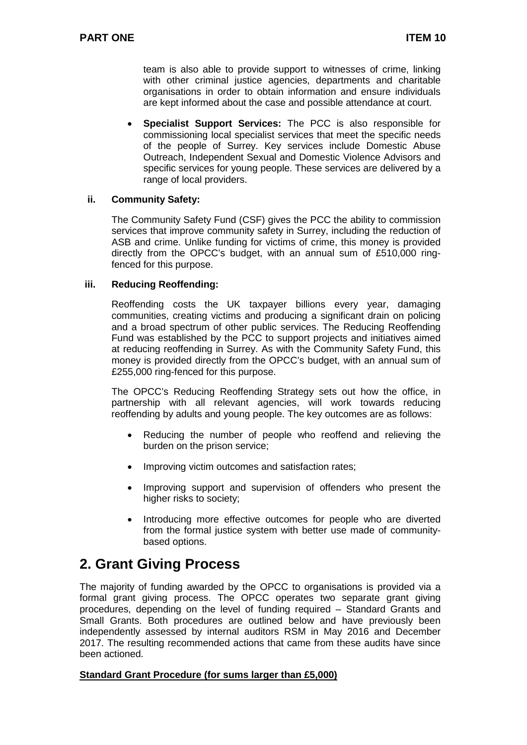team is also able to provide support to witnesses of crime, linking with other criminal justice agencies, departments and charitable organisations in order to obtain information and ensure individuals are kept informed about the case and possible attendance at court.

- **Specialist Support Services:** The PCC is also responsible for commissioning local specialist services that meet the specific needs of the people of Surrey. Key services include Domestic Abuse Outreach, Independent Sexual and Domestic Violence Advisors and specific services for young people. These services are delivered by a range of local providers.

**ii. Community Safety:**

The Community Safety Fund (CSF) gives the PCC the ability to commission services that improve community safety in Surrey, including the reduction of ASB and crime. Unlike funding for victims of crime, this money is provided directly from the OPCC's budget, with an annual sum of £510,000 ring-fenced for this purpose.

**iii. Reducing Reoffending:**

Reoffending costs the UK taxpayer billions every year, damaging communities, creating victims and producing a significant drain on policing and a broad spectrum of other public services. The Reducing Reoffending Fund was established by the PCC to support projects and initiatives aimed at reducing reoffending in Surrey. As with the Community Safety Fund, this money is provided directly from the OPCC's budget, with an annual sum of £255,000 ring-fenced for this purpose.

The OPCC's Reducing Reoffending Strategy sets out how the office, in partnership with all relevant agencies, will work towards reducing reoffending by adults and young people. The key outcomes are as follows:

- Reducing the number of people who reoffend and relieving the burden on the prison service;
- Improving victim outcomes and satisfaction rates;
- Improving support and supervision of offenders who present the higher risks to society;
- Introducing more effective outcomes for people who are diverted from the formal justice system with better use made of community-based options.

## 2. Grant Giving Process

The majority of funding awarded by the OPCC to organisations is provided via a formal grant giving process. The OPCC operates two separate grant giving procedures, depending on the level of funding required – Standard Grants and Small Grants. Both procedures are outlined below and have previously been independently assessed by internal auditors RSM in May 2016 and December 2017. The resulting recommended actions that came from these audits have since been actioned.

**Standard Grant Procedure (for sums larger than £5,000)**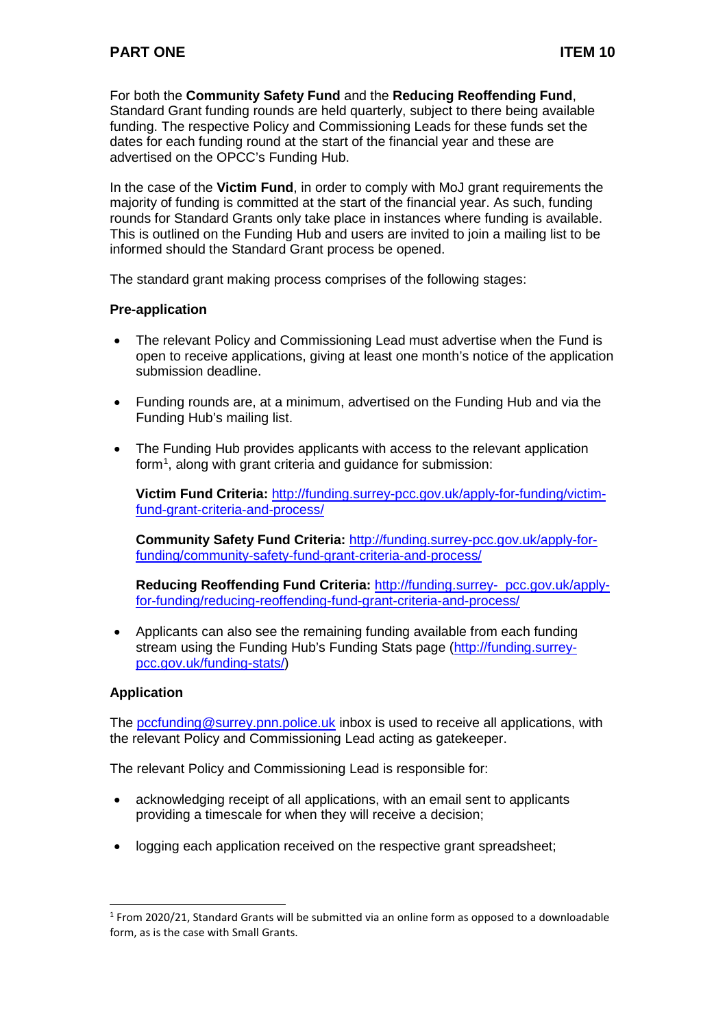For both the **Community Safety Fund** and the **Reducing Reoffending Fund**, Standard Grant funding rounds are held quarterly, subject to there being available funding. The respective Policy and Commissioning Leads for these funds set the dates for each funding round at the start of the financial year and these are advertised on the OPCC's Funding Hub.

In the case of the **Victim Fund**, in order to comply with MoJ grant requirements the majority of funding is committed at the start of the financial year. As such, funding rounds for Standard Grants only take place in instances where funding is available. This is outlined on the Funding Hub and users are invited to join a mailing list to be informed should the Standard Grant process be opened.

The standard grant making process comprises of the following stages:

**Pre-application**

- The relevant Policy and Commissioning Lead must advertise when the Fund is open to receive applications, giving at least one month's notice of the application submission deadline.

- Funding rounds are, at a minimum, advertised on the Funding Hub and via the Funding Hub's mailing list.

- The Funding Hub provides applicants with access to the relevant application form[1], along with grant criteria and guidance for submission:

  **Victim Fund Criteria:** http://funding.surrey-pcc.gov.uk/apply-for-funding/victim-fund-grant-criteria-and-process/

  **Community Safety Fund Criteria:** http://funding.surrey-pcc.gov.uk/apply-for-funding/community-safety-fund-grant-criteria-and-process/

  **Reducing Reoffending Fund Criteria:** http://funding.surrey- pcc.gov.uk/apply-for-funding/reducing-reoffending-fund-grant-criteria-and-process/

- Applicants can also see the remaining funding available from each funding stream using the Funding Hub's Funding Stats page (http://funding.surrey-pcc.gov.uk/funding-stats/)

**Application**

The pccfunding@surrey.pnn.police.uk inbox is used to receive all applications, with the relevant Policy and Commissioning Lead acting as gatekeeper.

The relevant Policy and Commissioning Lead is responsible for:

- acknowledging receipt of all applications, with an email sent to applicants providing a timescale for when they will receive a decision;

- logging each application received on the respective grant spreadsheet;

---

[1] From 2020/21, Standard Grants will be submitted via an online form as opposed to a downloadable form, as is the case with Small Grants.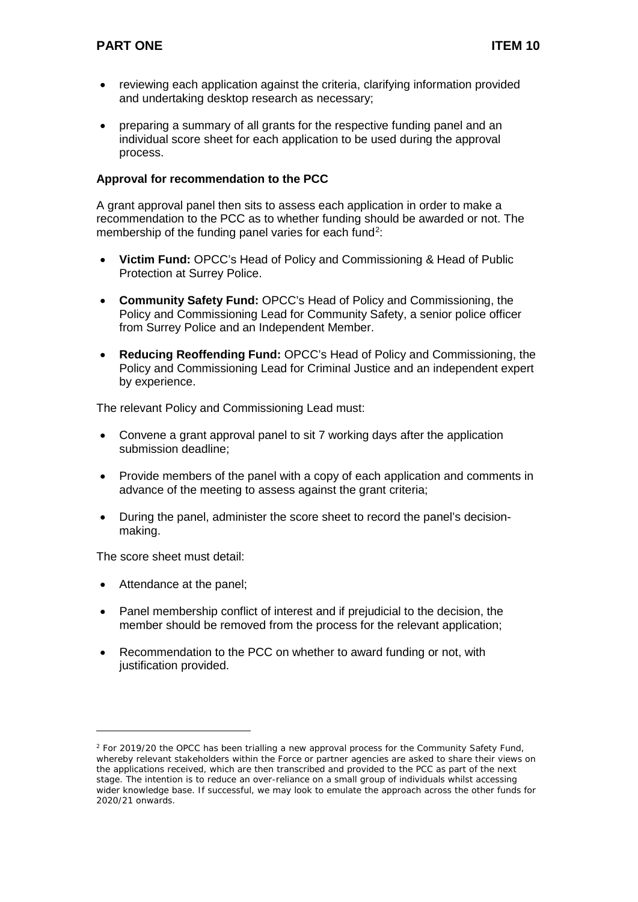- reviewing each application against the criteria, clarifying information provided and undertaking desktop research as necessary;
- preparing a summary of all grants for the respective funding panel and an individual score sheet for each application to be used during the approval process.

**Approval for recommendation to the PCC**

A grant approval panel then sits to assess each application in order to make a recommendation to the PCC as to whether funding should be awarded or not. The membership of the funding panel varies for each fund[2]:

- **Victim Fund:** OPCC's Head of Policy and Commissioning & Head of Public Protection at Surrey Police.
- **Community Safety Fund:** OPCC's Head of Policy and Commissioning, the Policy and Commissioning Lead for Community Safety, a senior police officer from Surrey Police and an Independent Member.
- **Reducing Reoffending Fund:** OPCC's Head of Policy and Commissioning, the Policy and Commissioning Lead for Criminal Justice and an independent expert by experience.

The relevant Policy and Commissioning Lead must:

- Convene a grant approval panel to sit 7 working days after the application submission deadline;
- Provide members of the panel with a copy of each application and comments in advance of the meeting to assess against the grant criteria;
- During the panel, administer the score sheet to record the panel's decision-making.

The score sheet must detail:

- Attendance at the panel;
- Panel membership conflict of interest and if prejudicial to the decision, the member should be removed from the process for the relevant application;
- Recommendation to the PCC on whether to award funding or not, with justification provided.

---

[2] For 2019/20 the OPCC has been trialling a new approval process for the Community Safety Fund, whereby relevant stakeholders within the Force or partner agencies are asked to share their views on the applications received, which are then transcribed and provided to the PCC as part of the next stage. The intention is to reduce an over-reliance on a small group of individuals whilst accessing wider knowledge base. If successful, we may look to emulate the approach across the other funds for 2020/21 onwards.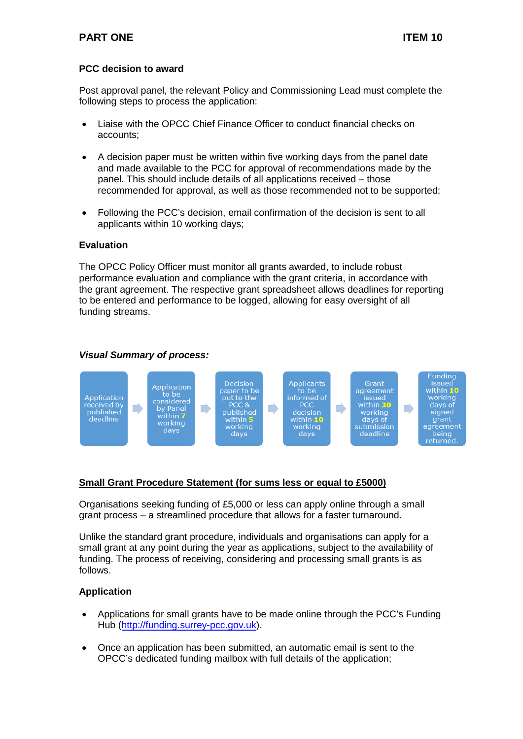PART ONE ITEM 10

**PCC decision to award**

Post approval panel, the relevant Policy and Commissioning Lead must complete the following steps to process the application:

- Liaise with the OPCC Chief Finance Officer to conduct financial checks on accounts;
- A decision paper must be written within five working days from the panel date and made available to the PCC for approval of recommendations made by the panel. This should include details of all applications received – those recommended for approval, as well as those recommended not to be supported;
- Following the PCC's decision, email confirmation of the decision is sent to all applicants within 10 working days;

**Evaluation**

The OPCC Policy Officer must monitor all grants awarded, to include robust performance evaluation and compliance with the grant criteria, in accordance with the grant agreement. The respective grant spreadsheet allows deadlines for reporting to be entered and performance to be logged, allowing for easy oversight of all funding streams.

***Visual Summary of process:***

Application received by published deadline → Application to be considered by Panel within **7** working days → Decision paper to be put to the PCC & published within **5** working days → Applicants to be informed of PCC decision within **10** working days → Grant agreement issued within **30** working days of submission deadline → Funding issued within **10** working days of signed grant agreement being returned.

**<u>Small Grant Procedure Statement (for sums less or equal to £5000)</u>**

Organisations seeking funding of £5,000 or less can apply online through a small grant process – a streamlined procedure that allows for a faster turnaround.

Unlike the standard grant procedure, individuals and organisations can apply for a small grant at any point during the year as applications, subject to the availability of funding. The process of receiving, considering and processing small grants is as follows.

**Application**

- Applications for small grants have to be made online through the PCC's Funding Hub (http://funding.surrey-pcc.gov.uk).
- Once an application has been submitted, an automatic email is sent to the OPCC's dedicated funding mailbox with full details of the application;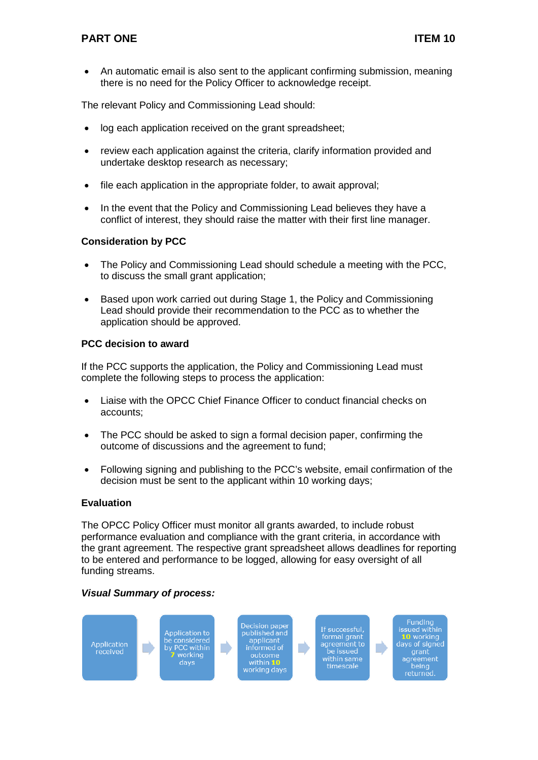- An automatic email is also sent to the applicant confirming submission, meaning there is no need for the Policy Officer to acknowledge receipt.

The relevant Policy and Commissioning Lead should:

- log each application received on the grant spreadsheet;
- review each application against the criteria, clarify information provided and undertake desktop research as necessary;
- file each application in the appropriate folder, to await approval;
- In the event that the Policy and Commissioning Lead believes they have a conflict of interest, they should raise the matter with their first line manager.

**Consideration by PCC**

- The Policy and Commissioning Lead should schedule a meeting with the PCC, to discuss the small grant application;
- Based upon work carried out during Stage 1, the Policy and Commissioning Lead should provide their recommendation to the PCC as to whether the application should be approved.

**PCC decision to award**

If the PCC supports the application, the Policy and Commissioning Lead must complete the following steps to process the application:

- Liaise with the OPCC Chief Finance Officer to conduct financial checks on accounts;
- The PCC should be asked to sign a formal decision paper, confirming the outcome of discussions and the agreement to fund;
- Following signing and publishing to the PCC's website, email confirmation of the decision must be sent to the applicant within 10 working days;

**Evaluation**

The OPCC Policy Officer must monitor all grants awarded, to include robust performance evaluation and compliance with the grant criteria, in accordance with the grant agreement. The respective grant spreadsheet allows deadlines for reporting to be entered and performance to be logged, allowing for easy oversight of all funding streams.

***Visual Summary of process:***

Application received → Application to be considered by PCC within **7** working days → Decision paper published and applicant informed of outcome within **10** working days → If successful, formal grant agreement to be issued within same timescale → Funding issued within **10** working days of signed grant agreement being returned.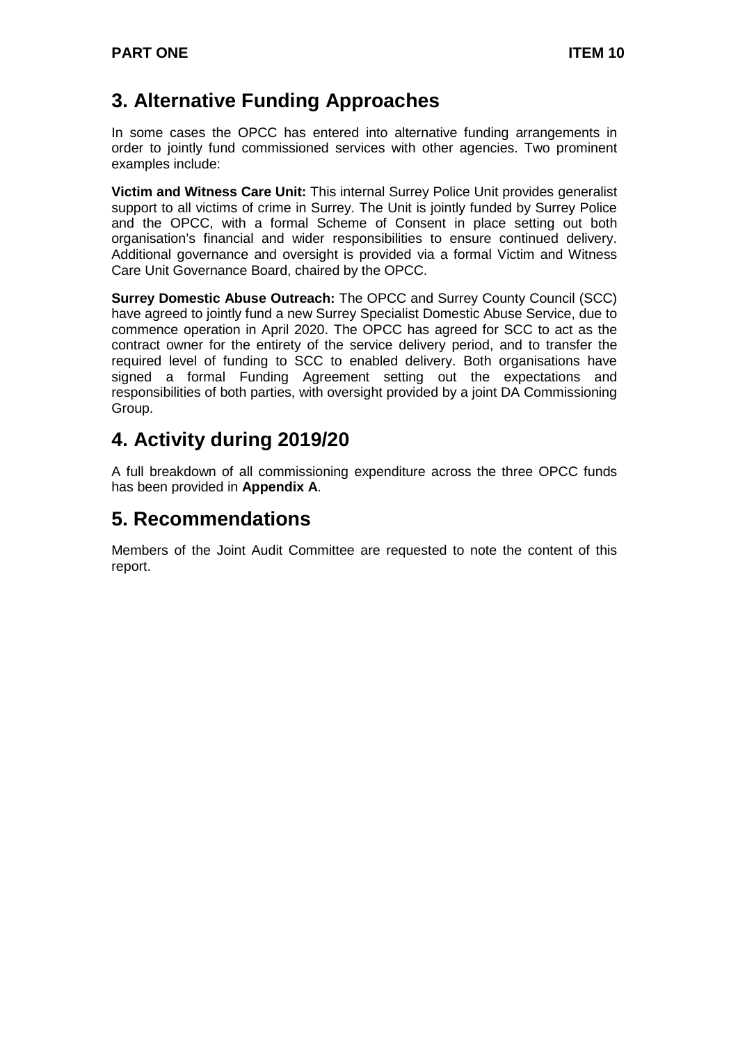## 3. Alternative Funding Approaches

In some cases the OPCC has entered into alternative funding arrangements in order to jointly fund commissioned services with other agencies. Two prominent examples include:

**Victim and Witness Care Unit:** This internal Surrey Police Unit provides generalist support to all victims of crime in Surrey. The Unit is jointly funded by Surrey Police and the OPCC, with a formal Scheme of Consent in place setting out both organisation's financial and wider responsibilities to ensure continued delivery. Additional governance and oversight is provided via a formal Victim and Witness Care Unit Governance Board, chaired by the OPCC.

**Surrey Domestic Abuse Outreach:** The OPCC and Surrey County Council (SCC) have agreed to jointly fund a new Surrey Specialist Domestic Abuse Service, due to commence operation in April 2020. The OPCC has agreed for SCC to act as the contract owner for the entirety of the service delivery period, and to transfer the required level of funding to SCC to enabled delivery. Both organisations have signed a formal Funding Agreement setting out the expectations and responsibilities of both parties, with oversight provided by a joint DA Commissioning Group.

## 4. Activity during 2019/20

A full breakdown of all commissioning expenditure across the three OPCC funds has been provided in **Appendix A**.

## 5. Recommendations

Members of the Joint Audit Committee are requested to note the content of this report.